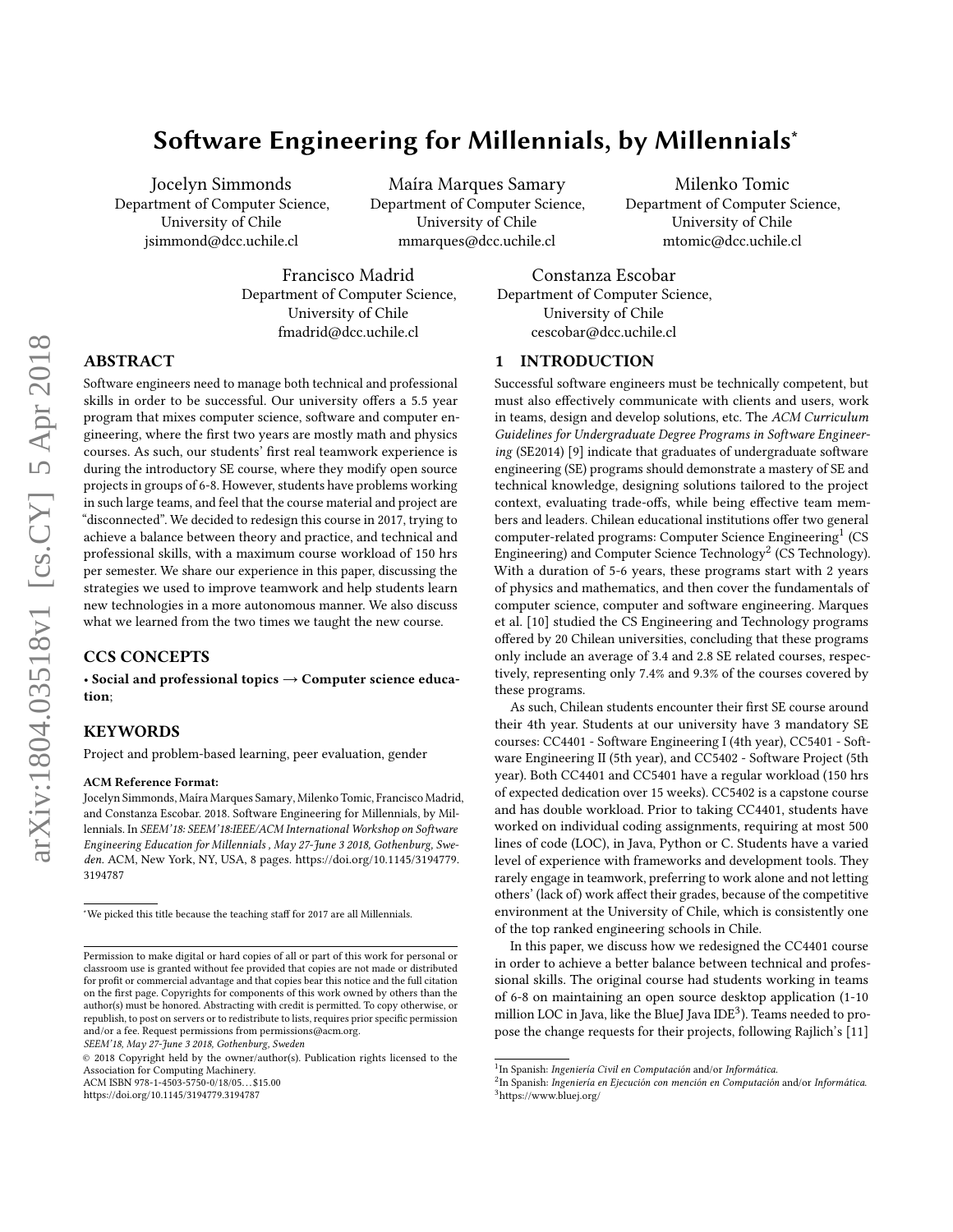# Software Engineering for Millennials, by Millennials*

Jocelyn Simmonds
Department of Computer Science,
University of Chile
jsimmond@dcc.uchile.cl

Maíra Marques Samary
Department of Computer Science,
University of Chile
mmarques@dcc.uchile.cl

Milenko Tomic
Department of Computer Science,
University of Chile
mtomic@dcc.uchile.cl

Francisco Madrid
Department of Computer Science,
University of Chile
fmadrid@dcc.uchile.cl

Constanza Escobar
Department of Computer Science,
University of Chile
cescobar@dcc.uchile.cl

## ABSTRACT

Software engineers need to manage both technical and professional skills in order to be successful. Our university offers a 5.5 year program that mixes computer science, software and computer engineering, where the first two years are mostly math and physics courses. As such, our students' first real teamwork experience is during the introductory SE course, where they modify open source projects in groups of 6-8. However, students have problems working in such large teams, and feel that the course material and project are "disconnected". We decided to redesign this course in 2017, trying to achieve a balance between theory and practice, and technical and professional skills, with a maximum course workload of 150 hrs per semester. We share our experience in this paper, discussing the strategies we used to improve teamwork and help students learn new technologies in a more autonomous manner. We also discuss what we learned from the two times we taught the new course.

## CCS CONCEPTS

• **Social and professional topics → Computer science education**;

## KEYWORDS

Project and problem-based learning, peer evaluation, gender

**ACM Reference Format:**
Jocelyn Simmonds, Maíra Marques Samary, Milenko Tomic, Francisco Madrid, and Constanza Escobar. 2018. Software Engineering for Millennials, by Millennials. In *SEEM'18: SEEM'18:IEEE/ACM International Workshop on Software Engineering Education for Millennials , May 27-June 3 2018, Gothenburg, Sweden.* ACM, New York, NY, USA, 8 pages. https://doi.org/10.1145/3194779.3194787

*We picked this title because the teaching staff for 2017 are all Millennials.

Permission to make digital or hard copies of all or part of this work for personal or classroom use is granted without fee provided that copies are not made or distributed for profit or commercial advantage and that copies bear this notice and the full citation on the first page. Copyrights for components of this work owned by others than the author(s) must be honored. Abstracting with credit is permitted. To copy otherwise, or republish, to post on servers or to redistribute to lists, requires prior specific permission and/or a fee. Request permissions from permissions@acm.org.
*SEEM'18, May 27-June 3 2018, Gothenburg, Sweden*
© 2018 Copyright held by the owner/author(s). Publication rights licensed to the Association for Computing Machinery.
ACM ISBN 978-1-4503-5750-0/18/05…$15.00
https://doi.org/10.1145/3194779.3194787

## 1 INTRODUCTION

Successful software engineers must be technically competent, but must also effectively communicate with clients and users, work in teams, design and develop solutions, etc. The *ACM Curriculum Guidelines for Undergraduate Degree Programs in Software Engineering* (SE2014) [9] indicate that graduates of undergraduate software engineering (SE) programs should demonstrate a mastery of SE and technical knowledge, designing solutions tailored to the project context, evaluating trade-offs, while being effective team members and leaders. Chilean educational institutions offer two general computer-related programs: Computer Science Engineering[1] (CS Engineering) and Computer Science Technology[2] (CS Technology). With a duration of 5-6 years, these programs start with 2 years of physics and mathematics, and then cover the fundamentals of computer science, computer and software engineering. Marques et al. [10] studied the CS Engineering and Technology programs offered by 20 Chilean universities, concluding that these programs only include an average of 3.4 and 2.8 SE related courses, respectively, representing only 7.4% and 9.3% of the courses covered by these programs.

As such, Chilean students encounter their first SE course around their 4th year. Students at our university have 3 mandatory SE courses: CC4401 - Software Engineering I (4th year), CC5401 - Software Engineering II (5th year), and CC5402 - Software Project (5th year). Both CC4401 and CC5401 have a regular workload (150 hrs of expected dedication over 15 weeks). CC5402 is a capstone course and has double workload. Prior to taking CC4401, students have worked on individual coding assignments, requiring at most 500 lines of code (LOC), in Java, Python or C. Students have a varied level of experience with frameworks and development tools. They rarely engage in teamwork, preferring to work alone and not letting others' (lack of) work affect their grades, because of the competitive environment at the University of Chile, which is consistently one of the top ranked engineering schools in Chile.

In this paper, we discuss how we redesigned the CC4401 course in order to achieve a better balance between technical and professional skills. The original course had students working in teams of 6-8 on maintaining an open source desktop application (1-10 million LOC in Java, like the BlueJ Java IDE[3]). Teams needed to propose the change requests for their projects, following Rajlich's [11]

[1] In Spanish: *Ingeniería Civil en Computación* and/or *Informática*.
[2] In Spanish: *Ingeniería en Ejecución con mención en Computación* and/or *Informática*.
[3] https://www.bluej.org/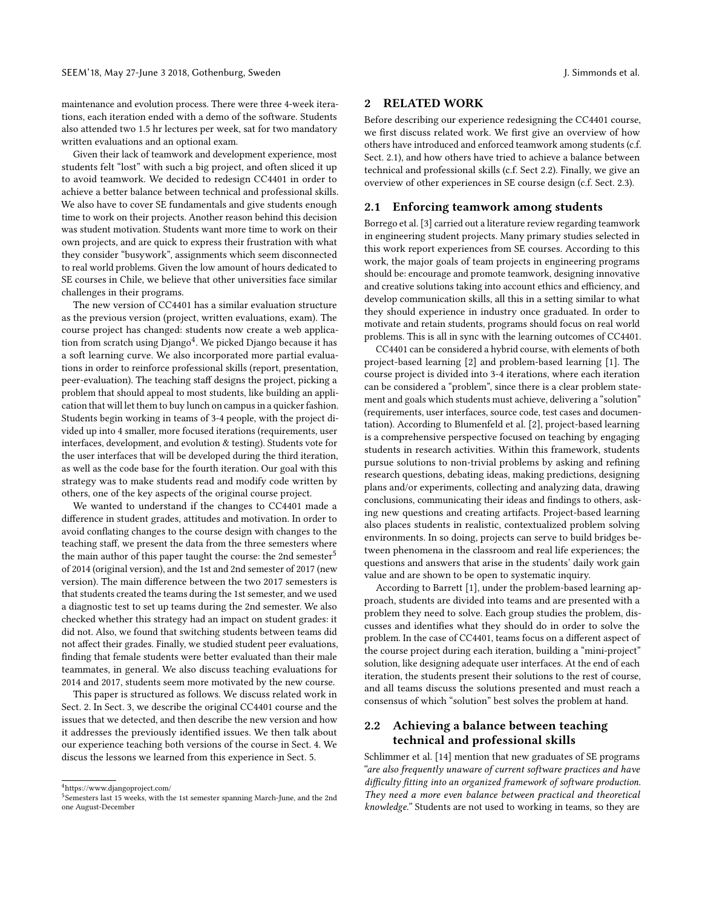maintenance and evolution process. There were three 4-week iterations, each iteration ended with a demo of the software. Students also attended two 1.5 hr lectures per week, sat for two mandatory written evaluations and an optional exam.

Given their lack of teamwork and development experience, most students felt "lost" with such a big project, and often sliced it up to avoid teamwork. We decided to redesign CC4401 in order to achieve a better balance between technical and professional skills. We also have to cover SE fundamentals and give students enough time to work on their projects. Another reason behind this decision was student motivation. Students want more time to work on their own projects, and are quick to express their frustration with what they consider "busywork", assignments which seem disconnected to real world problems. Given the low amount of hours dedicated to SE courses in Chile, we believe that other universities face similar challenges in their programs.

The new version of CC4401 has a similar evaluation structure as the previous version (project, written evaluations, exam). The course project has changed: students now create a web application from scratch using Django[4]. We picked Django because it has a soft learning curve. We also incorporated more partial evaluations in order to reinforce professional skills (report, presentation, peer-evaluation). The teaching staff designs the project, picking a problem that should appeal to most students, like building an application that will let them to buy lunch on campus in a quicker fashion. Students begin working in teams of 3-4 people, with the project divided up into 4 smaller, more focused iterations (requirements, user interfaces, development, and evolution & testing). Students vote for the user interfaces that will be developed during the third iteration, as well as the code base for the fourth iteration. Our goal with this strategy was to make students read and modify code written by others, one of the key aspects of the original course project.

We wanted to understand if the changes to CC4401 made a difference in student grades, attitudes and motivation. In order to avoid conflating changes to the course design with changes to the teaching staff, we present the data from the three semesters where the main author of this paper taught the course: the 2nd semester[5] of 2014 (original version), and the 1st and 2nd semester of 2017 (new version). The main difference between the two 2017 semesters is that students created the teams during the 1st semester, and we used a diagnostic test to set up teams during the 2nd semester. We also checked whether this strategy had an impact on student grades: it did not. Also, we found that switching students between teams did not affect their grades. Finally, we studied student peer evaluations, finding that female students were better evaluated than their male teammates, in general. We also discuss teaching evaluations for 2014 and 2017, students seem more motivated by the new course.

This paper is structured as follows. We discuss related work in Sect. 2. In Sect. 3, we describe the original CC4401 course and the issues that we detected, and then describe the new version and how it addresses the previously identified issues. We then talk about our experience teaching both versions of the course in Sect. 4. We discus the lessons we learned from this experience in Sect. 5.

[4] https://www.djangoproject.com/

[5] Semesters last 15 weeks, with the 1st semester spanning March-June, and the 2nd one August-December

## 2 RELATED WORK

Before describing our experience redesigning the CC4401 course, we first discuss related work. We first give an overview of how others have introduced and enforced teamwork among students (c.f. Sect. 2.1), and how others have tried to achieve a balance between technical and professional skills (c.f. Sect 2.2). Finally, we give an overview of other experiences in SE course design (c.f. Sect. 2.3).

### 2.1 Enforcing teamwork among students

Borrego et al. [3] carried out a literature review regarding teamwork in engineering student projects. Many primary studies selected in this work report experiences from SE courses. According to this work, the major goals of team projects in engineering programs should be: encourage and promote teamwork, designing innovative and creative solutions taking into account ethics and efficiency, and develop communication skills, all this in a setting similar to what they should experience in industry once graduated. In order to motivate and retain students, programs should focus on real world problems. This is all in sync with the learning outcomes of CC4401.

CC4401 can be considered a hybrid course, with elements of both project-based learning [2] and problem-based learning [1]. The course project is divided into 3-4 iterations, where each iteration can be considered a "problem", since there is a clear problem statement and goals which students must achieve, delivering a "solution" (requirements, user interfaces, source code, test cases and documentation). According to Blumenfeld et al. [2], project-based learning is a comprehensive perspective focused on teaching by engaging students in research activities. Within this framework, students pursue solutions to non-trivial problems by asking and refining research questions, debating ideas, making predictions, designing plans and/or experiments, collecting and analyzing data, drawing conclusions, communicating their ideas and findings to others, asking new questions and creating artifacts. Project-based learning also places students in realistic, contextualized problem solving environments. In so doing, projects can serve to build bridges between phenomena in the classroom and real life experiences; the questions and answers that arise in the students' daily work gain value and are shown to be open to systematic inquiry.

According to Barrett [1], under the problem-based learning approach, students are divided into teams and are presented with a problem they need to solve. Each group studies the problem, discusses and identifies what they should do in order to solve the problem. In the case of CC4401, teams focus on a different aspect of the course project during each iteration, building a "mini-project" solution, like designing adequate user interfaces. At the end of each iteration, the students present their solutions to the rest of course, and all teams discuss the solutions presented and must reach a consensus of which "solution" best solves the problem at hand.

### 2.2 Achieving a balance between teaching technical and professional skills

Schlimmer et al. [14] mention that new graduates of SE programs *"are also frequently unaware of current software practices and have difficulty fitting into an organized framework of software production. They need a more even balance between practical and theoretical knowledge."* Students are not used to working in teams, so they are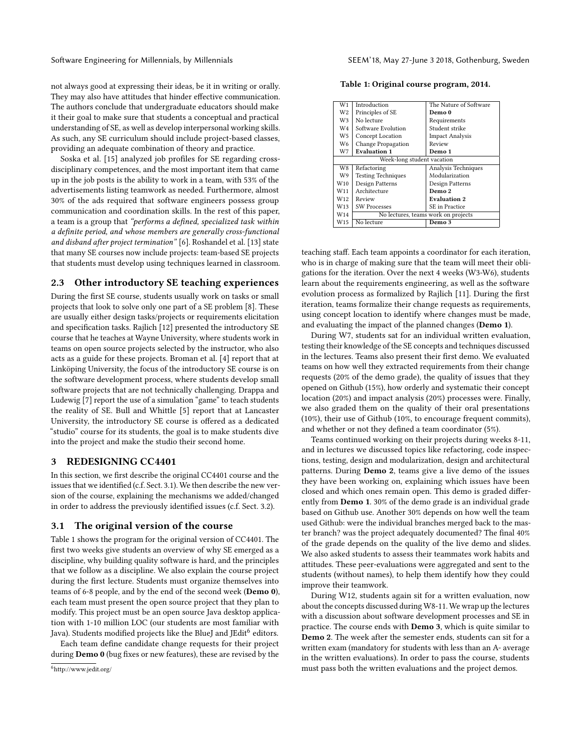not always good at expressing their ideas, be it in writing or orally. They may also have attitudes that hinder effective communication. The authors conclude that undergraduate educators should make it their goal to make sure that students a conceptual and practical understanding of SE, as well as develop interpersonal working skills. As such, any SE curriculum should include project-based classes, providing an adequate combination of theory and practice.

Soska et al. [15] analyzed job profiles for SE regarding cross-disciplinary competences, and the most important item that came up in the job posts is the ability to work in a team, with 53% of the advertisements listing teamwork as needed. Furthermore, almost 30% of the ads required that software engineers possess group communication and coordination skills. In the rest of this paper, a team is a group that *"performs a defined, specialized task within a definite period, and whose members are generally cross-functional and disband after project termination"* [6]. Roshandel et al. [13] state that many SE courses now include projects: team-based SE projects that students must develop using techniques learned in classroom.

## 2.3 Other introductory SE teaching experiences

During the first SE course, students usually work on tasks or small projects that look to solve only one part of a SE problem [8]. These are usually either design tasks/projects or requirements elicitation and specification tasks. Rajlich [12] presented the introductory SE course that he teaches at Wayne University, where students work in teams on open source projects selected by the instructor, who also acts as a guide for these projects. Broman et al. [4] report that at Linköping University, the focus of the introductory SE course is on the software development process, where students develop small software projects that are not technically challenging. Drappa and Ludewig [7] report the use of a simulation "game" to teach students the reality of SE. Bull and Whittle [5] report that at Lancaster University, the introductory SE course is offered as a dedicated "studio" course for its students, the goal is to make students dive into the project and make the studio their second home.

# 3 REDESIGNING CC4401

In this section, we first describe the original CC4401 course and the issues that we identified (c.f. Sect. 3.1). We then describe the new version of the course, explaining the mechanisms we added/changed in order to address the previously identified issues (c.f. Sect. 3.2).

## 3.1 The original version of the course

Table 1 shows the program for the original version of CC4401. The first two weeks give students an overview of why SE emerged as a discipline, why building quality software is hard, and the principles that we follow as a discipline. We also explain the course project during the first lecture. Students must organize themselves into teams of 6-8 people, and by the end of the second week (**Demo 0**), each team must present the open source project that they plan to modify. This project must be an open source Java desktop application with 1-10 million LOC (our students are most familiar with Java). Students modified projects like the BlueJ and JEdit[6] editors.

Each team define candidate change requests for their project during **Demo 0** (bug fixes or new features), these are revised by the teaching staff. Each team appoints a coordinator for each iteration, who is in charge of making sure that the team will meet their obligations for the iteration. Over the next 4 weeks (W3-W6), students learn about the requirements engineering, as well as the software evolution process as formalized by Rajlich [11]. During the first iteration, teams formalize their change requests as requirements, using concept location to identify where changes must be made, and evaluating the impact of the planned changes (**Demo 1**).

**Table 1: Original course program, 2014.**

| | | |
|---|---|---|
| W1 | Introduction | The Nature of Software |
| W2 | Principles of SE | **Demo 0** |
| W3 | No lecture | Requirements |
| W4 | Software Evolution | Student strike |
| W5 | Concept Location | Impact Analysis |
| W6 | Change Propagation | Review |
| W7 | **Evaluation 1** | **Demo 1** |
| Week-long student vacation | | |
| W8 | Refactoring | Analysis Techniques |
| W9 | Testing Techniques | Modularization |
| W10 | Design Patterns | Design Patterns |
| W11 | Architecture | **Demo 2** |
| W12 | Review | **Evaluation 2** |
| W13 | SW Processes | SE in Practice |
| W14 | No lectures, teams work on projects | |
| W15 | No lecture | **Demo 3** |

During W7, students sat for an individual written evaluation, testing their knowledge of the SE concepts and techniques discussed in the lectures. Teams also present their first demo. We evaluated teams on how well they extracted requirements from their change requests (20% of the demo grade), the quality of issues that they opened on Github (15%), how orderly and systematic their concept location (20%) and impact analysis (20%) processes were. Finally, we also graded them on the quality of their oral presentations (10%), their use of Github (10%, to encourage frequent commits), and whether or not they defined a team coordinator (5%).

Teams continued working on their projects during weeks 8-11, and in lectures we discussed topics like refactoring, code inspections, testing, design and modularization, design and architectural patterns. During **Demo 2**, teams give a live demo of the issues they have been working on, explaining which issues have been closed and which ones remain open. This demo is graded differently from **Demo 1**. 30% of the demo grade is an individual grade based on Github use. Another 30% depends on how well the team used Github: were the individual branches merged back to the master branch? was the project adequately documented? The final 40% of the grade depends on the quality of the live demo and slides. We also asked students to assess their teammates work habits and attitudes. These peer-evaluations were aggregated and sent to the students (without names), to help them identify how they could improve their teamwork.

During W12, students again sit for a written evaluation, now about the concepts discussed during W8-11. We wrap up the lectures with a discussion about software development processes and SE in practice. The course ends with **Demo 3**, which is quite similar to **Demo 2**. The week after the semester ends, students can sit for a written exam (mandatory for students with less than an A- average in the written evaluations). In order to pass the course, students must pass both the written evaluations and the project demos.

[6] http://www.jedit.org/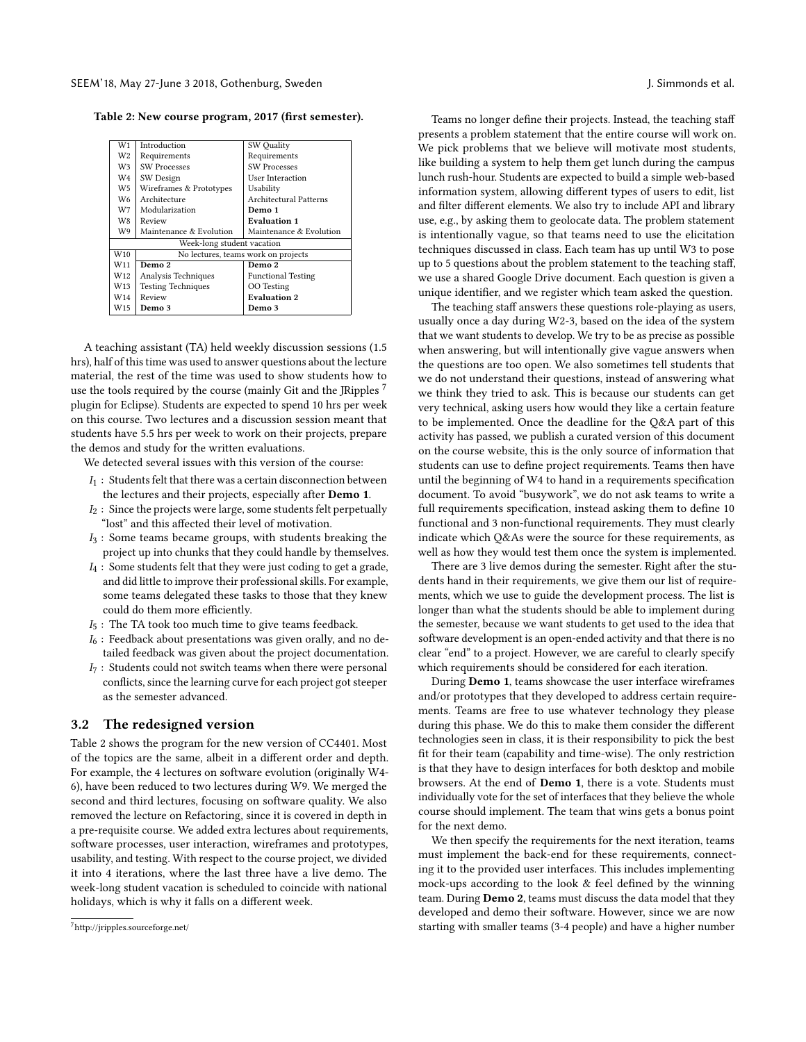**Table 2: New course program, 2017 (first semester).**

| | | |
|---|---|---|
| W1 | Introduction | SW Quality |
| W2 | Requirements | Requirements |
| W3 | SW Processes | SW Processes |
| W4 | SW Design | User Interaction |
| W5 | Wireframes & Prototypes | Usability |
| W6 | Architecture | Architectural Patterns |
| W7 | Modularization | **Demo 1** |
| W8 | Review | **Evaluation 1** |
| W9 | Maintenance & Evolution | Maintenance & Evolution |
| | Week-long student vacation | |
| W10 | No lectures, teams work on projects | |
| W11 | **Demo 2** | **Demo 2** |
| W12 | Analysis Techniques | Functional Testing |
| W13 | Testing Techniques | OO Testing |
| W14 | Review | **Evaluation 2** |
| W15 | **Demo 3** | **Demo 3** |

A teaching assistant (TA) held weekly discussion sessions (1.5 hrs), half of this time was used to answer questions about the lecture material, the rest of the time was used to show students how to use the tools required by the course (mainly Git and the JRipples [7] plugin for Eclipse). Students are expected to spend 10 hrs per week on this course. Two lectures and a discussion session meant that students have 5.5 hrs per week to work on their projects, prepare the demos and study for the written evaluations.

We detected several issues with this version of the course:

- $I_1$ : Students felt that there was a certain disconnection between the lectures and their projects, especially after **Demo 1**.
- $I_2$ : Since the projects were large, some students felt perpetually "lost" and this affected their level of motivation.
- $I_3$ : Some teams became groups, with students breaking the project up into chunks that they could handle by themselves.
- $I_4$ : Some students felt that they were just coding to get a grade, and did little to improve their professional skills. For example, some teams delegated these tasks to those that they knew could do them more efficiently.
- $I_5$ : The TA took too much time to give teams feedback.
- $I_6$ : Feedback about presentations was given orally, and no detailed feedback was given about the project documentation.
- $I_7$ : Students could not switch teams when there were personal conflicts, since the learning curve for each project got steeper as the semester advanced.

### 3.2 The redesigned version

Table 2 shows the program for the new version of CC4401. Most of the topics are the same, albeit in a different order and depth. For example, the 4 lectures on software evolution (originally W4-6), have been reduced to two lectures during W9. We merged the second and third lectures, focusing on software quality. We also removed the lecture on Refactoring, since it is covered in depth in a pre-requisite course. We added extra lectures about requirements, software processes, user interaction, wireframes and prototypes, usability, and testing. With respect to the course project, we divided it into 4 iterations, where the last three have a live demo. The week-long student vacation is scheduled to coincide with national holidays, which is why it falls on a different week.

[7] http://jripples.sourceforge.net/

Teams no longer define their projects. Instead, the teaching staff presents a problem statement that the entire course will work on. We pick problems that we believe will motivate most students, like building a system to help them get lunch during the campus lunch rush-hour. Students are expected to build a simple web-based information system, allowing different types of users to edit, list and filter different elements. We also try to include API and library use, e.g., by asking them to geolocate data. The problem statement is intentionally vague, so that teams need to use the elicitation techniques discussed in class. Each team has up until W3 to pose up to 5 questions about the problem statement to the teaching staff, we use a shared Google Drive document. Each question is given a unique identifier, and we register which team asked the question.

The teaching staff answers these questions role-playing as users, usually once a day during W2-3, based on the idea of the system that we want students to develop. We try to be as precise as possible when answering, but will intentionally give vague answers when the questions are too open. We also sometimes tell students that we do not understand their questions, instead of answering what we think they tried to ask. This is because our students can get very technical, asking users how would they like a certain feature to be implemented. Once the deadline for the Q&A part of this activity has passed, we publish a curated version of this document on the course website, this is the only source of information that students can use to define project requirements. Teams then have until the beginning of W4 to hand in a requirements specification document. To avoid "busywork", we do not ask teams to write a full requirements specification, instead asking them to define 10 functional and 3 non-functional requirements. They must clearly indicate which Q&As were the source for these requirements, as well as how they would test them once the system is implemented.

There are 3 live demos during the semester. Right after the students hand in their requirements, we give them our list of requirements, which we use to guide the development process. The list is longer than what the students should be able to implement during the semester, because we want students to get used to the idea that software development is an open-ended activity and that there is no clear "end" to a project. However, we are careful to clearly specify which requirements should be considered for each iteration.

During **Demo 1**, teams showcase the user interface wireframes and/or prototypes that they developed to address certain requirements. Teams are free to use whatever technology they please during this phase. We do this to make them consider the different technologies seen in class, it is their responsibility to pick the best fit for their team (capability and time-wise). The only restriction is that they have to design interfaces for both desktop and mobile browsers. At the end of **Demo 1**, there is a vote. Students must individually vote for the set of interfaces that they believe the whole course should implement. The team that wins gets a bonus point for the next demo.

We then specify the requirements for the next iteration, teams must implement the back-end for these requirements, connecting it to the provided user interfaces. This includes implementing mock-ups according to the look & feel defined by the winning team. During **Demo 2**, teams must discuss the data model that they developed and demo their software. However, since we are now starting with smaller teams (3-4 people) and have a higher number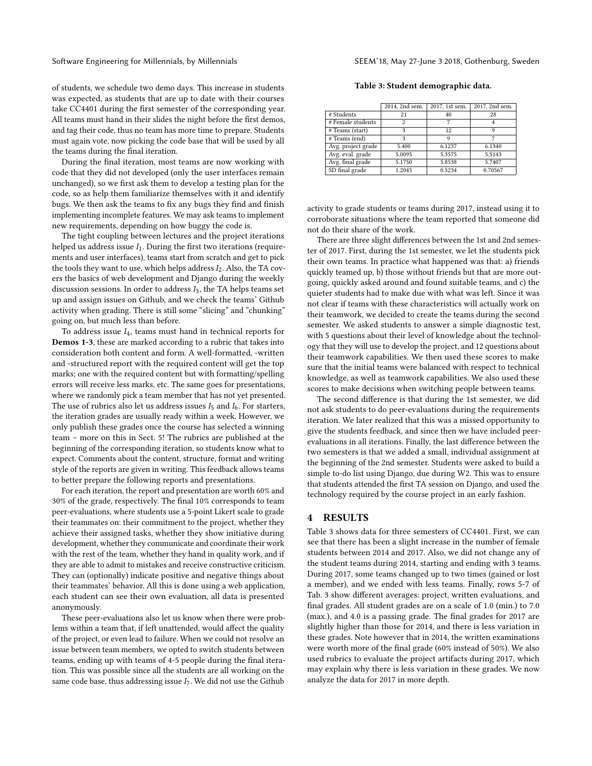of students, we schedule two demo days. This increase in students was expected, as students that are up to date with their courses take CC4401 during the first semester of the corresponding year. All teams must hand in their slides the night before the first demos, and tag their code, thus no team has more time to prepare. Students must again vote, now picking the code base that will be used by all the teams during the final iteration.

During the final iteration, most teams are now working with code that they did not developed (only the user interfaces remain unchanged), so we first ask them to develop a testing plan for the code, so as help them familiarize themselves with it and identify bugs. We then ask the teams to fix any bugs they find and finish implementing incomplete features. We may ask teams to implement new requirements, depending on how buggy the code is.

The tight coupling between lectures and the project iterations helped us address issue $I_1$. During the first two iterations (requirements and user interfaces), teams start from scratch and get to pick the tools they want to use, which helps address $I_2$. Also, the TA covers the basics of web development and Django during the weekly discussion sessions. In order to address $I_3$, the TA helps teams set up and assign issues on Github, and we check the teams' Github activity when grading. There is still some "slicing" and "chunking" going on, but much less than before.

To address issue $I_4$, teams must hand in technical reports for **Demos 1-3**, these are marked according to a rubric that takes into consideration both content and form. A well-formatted, -written and -structured report with the required content will get the top marks; one with the required content but with formatting/spelling errors will receive less marks, etc. The same goes for presentations, where we randomly pick a team member that has not yet presented. The use of rubrics also let us address issues $I_5$ and $I_6$. For starters, the iteration grades are usually ready within a week. However, we only publish these grades once the course has selected a winning team – more on this in Sect. 5! The rubrics are published at the beginning of the corresponding iteration, so students know what to expect. Comments about the content, structure, format and writing style of the reports are given in writing. This feedback allows teams to better prepare the following reports and presentations.

For each iteration, the report and presentation are worth 60% and 30% of the grade, respectively. The final 10% corresponds to team peer-evaluations, where students use a 5-point Likert scale to grade their teammates on: their commitment to the project, whether they achieve their assigned tasks, whether they show initiative during development, whether they communicate and coordinate their work with the rest of the team, whether they hand in quality work, and if they are able to admit to mistakes and receive constructive criticism. They can (optionally) indicate positive and negative things about their teammates' behavior. All this is done using a web application, each student can see their own evaluation, all data is presented anonymously.

These peer-evaluations also let us know when there were problems within a team that, if left unattended, would affect the quality of the project, or even lead to failure. When we could not resolve an issue between team members, we opted to switch students between teams, ending up with teams of 4-5 people during the final iteration. This was possible since all the students are all working on the same code base, thus addressing issue $I_7$. We did not use the Github activity to grade students or teams during 2017, instead using it to corroborate situations where the team reported that someone did not do their share of the work.

There are three slight differences between the 1st and 2nd semester of 2017. First, during the 1st semester, we let the students pick their own teams. In practice what happened was that: a) friends quickly teamed up, b) those without friends but that are more outgoing, quickly asked around and found suitable teams, and c) the quieter students had to make due with what was left. Since it was not clear if teams with these characteristics will actually work on their teamwork, we decided to create the teams during the second semester. We asked students to answer a simple diagnostic test, with 5 questions about their level of knowledge about the technology that they will use to develop the project, and 12 questions about their teamwork capabilities. We then used these scores to make sure that the initial teams were balanced with respect to technical knowledge, as well as teamwork capabilities. We also used these scores to make decisions when switching people between teams.

The second difference is that during the 1st semester, we did not ask students to do peer-evaluations during the requirements iteration. We later realized that this was a missed opportunity to give the students feedback, and since then we have included peer-evaluations in all iterations. Finally, the last difference between the two semesters is that we added a small, individual assignment at the beginning of the 2nd semester. Students were asked to build a simple to-do list using Django, due during W2. This was to ensure that students attended the first TA session on Django, and used the technology required by the course project in an early fashion.

**Table 3: Student demographic data.**

| | 2014, 2nd sem. | 2017, 1st sem. | 2017, 2nd sem. |
|---|---|---|---|
| # Students | 21 | 40 | 28 |
| # Female students | 2 | 7 | 4 |
| # Teams (start) | 3 | 12 | 9 |
| # Teams (end) | 3 | 9 | 7 |
| Avg. project grade | 5.400 | 6.1237 | 6.1340 |
| Avg. eval. grade | 5.0095 | 5.3575 | 5.5143 |
| Avg. final grade | 5.1750 | 5.8538 | 5.7407 |
| SD final grade | 1.2045 | 0.5234 | 0.70567 |

## 4 RESULTS

Table 3 shows data for three semesters of CC4401. First, we can see that there has been a slight increase in the number of female students between 2014 and 2017. Also, we did not change any of the student teams during 2014, starting and ending with 3 teams. During 2017, some teams changed up to two times (gained or lost a member), and we ended with less teams. Finally, rows 5-7 of Tab. 3 show different averages: project, written evaluations, and final grades. All student grades are on a scale of 1.0 (min.) to 7.0 (max.), and 4.0 is a passing grade. The final grades for 2017 are slightly higher than those for 2014, and there is less variation in these grades. Note however that in 2014, the written examinations were worth more of the final grade (60% instead of 50%). We also used rubrics to evaluate the project artifacts during 2017, which may explain why there is less variation in these grades. We now analyze the data for 2017 in more depth.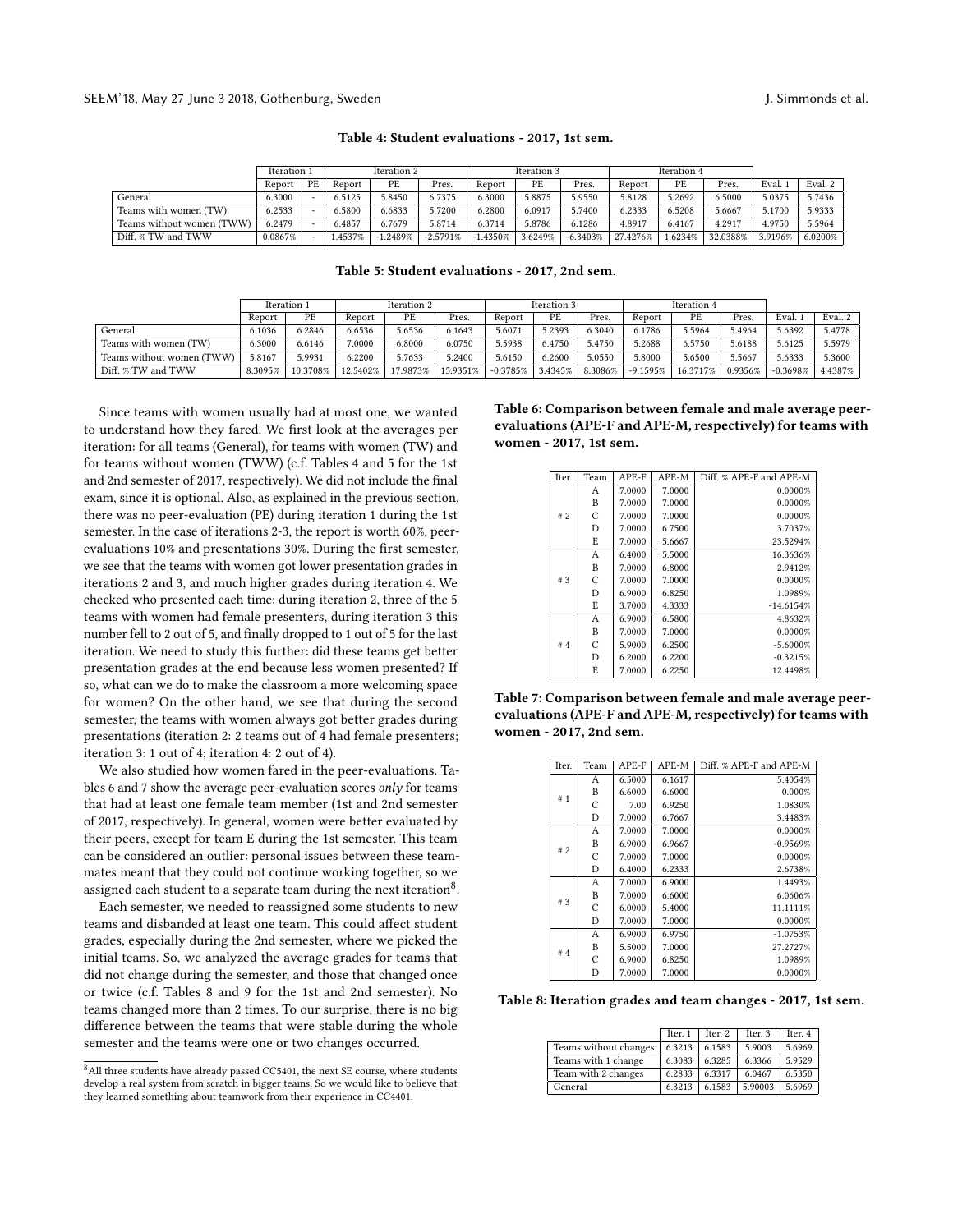**Table 4: Student evaluations - 2017, 1st sem.**

| | Iteration 1 | | Iteration 2 | | | Iteration 3 | | | Iteration 4 | | | | |
|---|---|---|---|---|---|---|---|---|---|---|---|---|---|
| | Report | PE | Report | PE | Pres. | Report | PE | Pres. | Report | PE | Pres. | Eval. 1 | Eval. 2 |
| General | 6.3000 | - | 6.5125 | 5.8450 | 6.7375 | 6.3000 | 5.8875 | 5.9550 | 5.8128 | 5.2692 | 6.5000 | 5.0375 | 5.7436 |
| Teams with women (TW) | 6.2533 | - | 6.5800 | 6.6833 | 5.7200 | 6.2800 | 6.0917 | 5.7400 | 6.2333 | 6.5208 | 5.6667 | 5.1700 | 5.9333 |
| Teams without women (TWW) | 6.2479 | - | 6.4857 | 6.7679 | 5.8714 | 6.3714 | 5.8786 | 6.1286 | 4.8917 | 6.4167 | 4.2917 | 4.9750 | 5.5964 |
| Diff. % TW and TWW | 0.0867% | - | 1.4537% | -1.2489% | -2.5791% | -1.4350% | 3.6249% | -6.3403% | 27.4276% | 1.6234% | 32.0388% | 3.9196% | 6.0200% |

**Table 5: Student evaluations - 2017, 2nd sem.**

| | Iteration 1 | | Iteration 2 | | | Iteration 3 | | | Iteration 4 | | | | |
|---|---|---|---|---|---|---|---|---|---|---|---|---|---|
| | Report | PE | Report | PE | Pres. | Report | PE | Pres. | Report | PE | Pres. | Eval. 1 | Eval. 2 |
| General | 6.1036 | 6.2846 | 6.6536 | 5.6536 | 6.1643 | 5.6071 | 5.2393 | 6.3040 | 6.1786 | 5.5964 | 5.4964 | 5.6392 | 5.4778 |
| Teams with women (TW) | 6.3000 | 6.6146 | 7.0000 | 6.8000 | 6.0750 | 5.5938 | 6.4750 | 5.4750 | 5.2688 | 6.5750 | 5.6188 | 5.6125 | 5.5979 |
| Teams without women (TWW) | 5.8167 | 5.9931 | 6.2200 | 5.7633 | 5.2400 | 5.6150 | 6.2600 | 5.0550 | 5.8000 | 5.6500 | 5.5667 | 5.6333 | 5.3600 |
| Diff. % TW and TWW | 8.3095% | 10.3708% | 12.5402% | 17.9873% | 15.9351% | -0.3785% | 3.4345% | 8.3086% | -9.1595% | 16.3717% | 0.9356% | -0.3698% | 4.4387% |

Since teams with women usually had at most one, we wanted to understand how they fared. We first look at the averages per iteration: for all teams (General), for teams with women (TW) and for teams without women (TWW) (c.f. Tables 4 and 5 for the 1st and 2nd semester of 2017, respectively). We did not include the final exam, since it is optional. Also, as explained in the previous section, there was no peer-evaluation (PE) during iteration 1 during the 1st semester. In the case of iterations 2-3, the report is worth 60%, peer-evaluations 10% and presentations 30%. During the first semester, we see that the teams with women got lower presentation grades in iterations 2 and 3, and much higher grades during iteration 4. We checked who presented each time: during iteration 2, three of the 5 teams with women had female presenters, during iteration 3 this number fell to 2 out of 5, and finally dropped to 1 out of 5 for the last iteration. We need to study this further: did these teams get better presentation grades at the end because less women presented? If so, what can we do to make the classroom a more welcoming space for women? On the other hand, we see that during the second semester, the teams with women always got better grades during presentations (iteration 2: 2 teams out of 4 had female presenters; iteration 3: 1 out of 4; iteration 4: 2 out of 4).

We also studied how women fared in the peer-evaluations. Tables 6 and 7 show the average peer-evaluation scores *only* for teams that had at least one female team member (1st and 2nd semester of 2017, respectively). In general, women were better evaluated by their peers, except for team E during the 1st semester. This team can be considered an outlier: personal issues between these teammates meant that they could not continue working together, so we assigned each student to a separate team during the next iteration[8].

Each semester, we needed to reassigned some students to new teams and disbanded at least one team. This could affect student grades, especially during the 2nd semester, where we picked the initial teams. So, we analyzed the average grades for teams that did not change during the semester, and those that changed once or twice (c.f. Tables 8 and 9 for the 1st and 2nd semester). No teams changed more than 2 times. To our surprise, there is no big difference between the teams that were stable during the whole semester and the teams were one or two changes occurred.

[8] All three students have already passed CC5401, the next SE course, where students develop a real system from scratch in bigger teams. So we would like to believe that they learned something about teamwork from their experience in CC4401.

**Table 6: Comparison between female and male average peer-evaluations (APE-F and APE-M, respectively) for teams with women - 2017, 1st sem.**

| Iter. | Team | APE-F | APE-M | Diff. % APE-F and APE-M |
|---|---|---|---|---|
| # 2 | A | 7.0000 | 7.0000 | 0.0000% |
| | B | 7.0000 | 7.0000 | 0.0000% |
| | C | 7.0000 | 7.0000 | 0.0000% |
| | D | 7.0000 | 6.7500 | 3.7037% |
| | E | 7.0000 | 5.6667 | 23.5294% |
| # 3 | A | 6.4000 | 5.5000 | 16.3636% |
| | B | 7.0000 | 6.8000 | 2.9412% |
| | C | 7.0000 | 7.0000 | 0.0000% |
| | D | 6.9000 | 6.8250 | 1.0989% |
| | E | 3.7000 | 4.3333 | -14.6154% |
| # 4 | A | 6.9000 | 6.5800 | 4.8632% |
| | B | 7.0000 | 7.0000 | 0.0000% |
| | C | 5.9000 | 6.2500 | -5.6000% |
| | D | 6.2000 | 6.2200 | -0.3215% |
| | E | 7.0000 | 6.2250 | 12.4498% |

**Table 7: Comparison between female and male average peer-evaluations (APE-F and APE-M, respectively) for teams with women - 2017, 2nd sem.**

| Iter. | Team | APE-F | APE-M | Diff. % APE-F and APE-M |
|---|---|---|---|---|
| # 1 | A | 6.5000 | 6.1617 | 5.4054% |
| | B | 6.6000 | 6.6000 | 0.000% |
| | C | 7.00 | 6.9250 | 1.0830% |
| | D | 7.0000 | 6.7667 | 3.4483% |
| # 2 | A | 7.0000 | 7.0000 | 0.0000% |
| | B | 6.9000 | 6.9667 | -0.9569% |
| | C | 7.0000 | 7.0000 | 0.0000% |
| | D | 6.4000 | 6.2333 | 2.6738% |
| # 3 | A | 7.0000 | 6.9000 | 1.4493% |
| | B | 7.0000 | 6.6000 | 6.0606% |
| | C | 6.0000 | 5.4000 | 11.1111% |
| | D | 7.0000 | 7.0000 | 0.0000% |
| # 4 | A | 6.9000 | 6.9750 | -1.0753% |
| | B | 5.5000 | 7.0000 | 27.2727% |
| | C | 6.9000 | 6.8250 | 1.0989% |
| | D | 7.0000 | 7.0000 | 0.0000% |

**Table 8: Iteration grades and team changes - 2017, 1st sem.**

| | Iter. 1 | Iter. 2 | Iter. 3 | Iter. 4 |
|---|---|---|---|---|
| Teams without changes | 6.3213 | 6.1583 | 5.9003 | 5.6969 |
| Teams with 1 change | 6.3083 | 6.3285 | 6.3366 | 5.9529 |
| Team with 2 changes | 6.2833 | 6.3317 | 6.0467 | 6.5350 |
| General | 6.3213 | 6.1583 | 5.90003 | 5.6969 |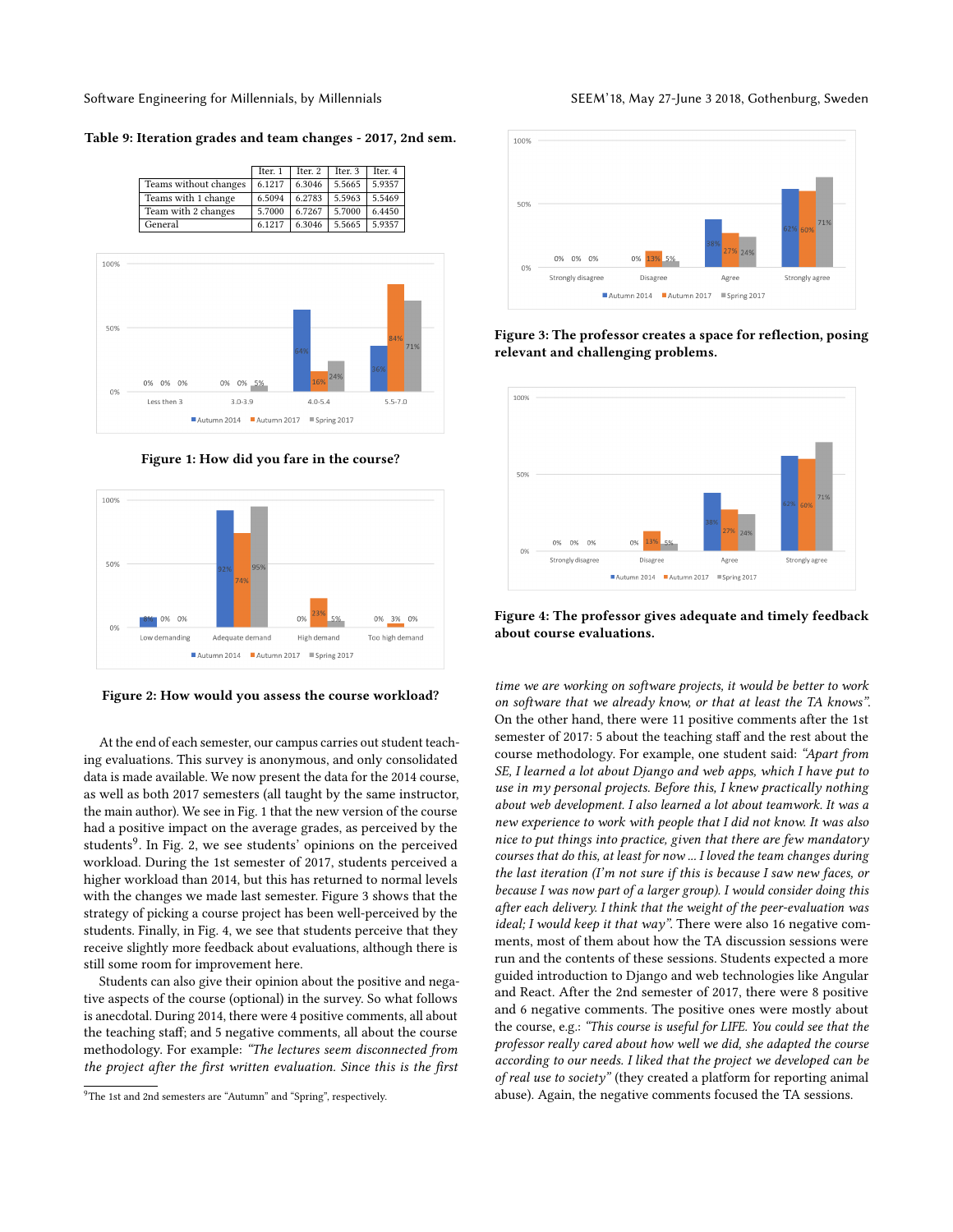**Table 9: Iteration grades and team changes - 2017, 2nd sem.**

| | Iter. 1 | Iter. 2 | Iter. 3 | Iter. 4 |
|---|---|---|---|---|
| Teams without changes | 6.1217 | 6.3046 | 5.5665 | 5.9357 |
| Teams with 1 change | 6.5094 | 6.2783 | 5.5963 | 5.5469 |
| Team with 2 changes | 5.7000 | 6.7267 | 5.7000 | 6.4450 |
| General | 6.1217 | 6.3046 | 5.5665 | 5.9357 |

**Figure 1: How did you fare in the course?**

**Figure 2: How would you assess the course workload?**

**Figure 3: The professor creates a space for reflection, posing relevant and challenging problems.**

**Figure 4: The professor gives adequate and timely feedback about course evaluations.**

At the end of each semester, our campus carries out student teaching evaluations. This survey is anonymous, and only consolidated data is made available. We now present the data for the 2014 course, as well as both 2017 semesters (all taught by the same instructor, the main author). We see in Fig. 1 that the new version of the course had a positive impact on the average grades, as perceived by the students[9]. In Fig. 2, we see students' opinions on the perceived workload. During the 1st semester of 2017, students perceived a higher workload than 2014, but this has returned to normal levels with the changes we made last semester. Figure 3 shows that the strategy of picking a course project has been well-perceived by the students. Finally, in Fig. 4, we see that students perceive that they receive slightly more feedback about evaluations, although there is still some room for improvement here.

Students can also give their opinion about the positive and negative aspects of the course (optional) in the survey. So what follows is anecdotal. During 2014, there were 4 positive comments, all about the teaching staff; and 5 negative comments, all about the course methodology. For example: *"The lectures seem disconnected from the project after the first written evaluation. Since this is the first time we are working on software projects, it would be better to work on software that we already know, or that at least the TA knows".* On the other hand, there were 11 positive comments after the 1st semester of 2017: 5 about the teaching staff and the rest about the course methodology. For example, one student said: *"Apart from SE, I learned a lot about Django and web apps, which I have put to use in my personal projects. Before this, I knew practically nothing about web development. I also learned a lot about teamwork. It was a new experience to work with people that I did not know. It was also nice to put things into practice, given that there are few mandatory courses that do this, at least for now ... I loved the team changes during the last iteration (I'm not sure if this is because I saw new faces, or because I was now part of a larger group). I would consider doing this after each delivery. I think that the weight of the peer-evaluation was ideal; I would keep it that way".* There were also 16 negative comments, most of them about how the TA discussion sessions were run and the contents of these sessions. Students expected a more guided introduction to Django and web technologies like Angular and React. After the 2nd semester of 2017, there were 8 positive and 6 negative comments. The positive ones were mostly about the course, e.g.: *"This course is useful for LIFE. You could see that the professor really cared about how well we did, she adapted the course according to our needs. I liked that the project we developed can be of real use to society"* (they created a platform for reporting animal abuse). Again, the negative comments focused the TA sessions.

[9] The 1st and 2nd semesters are "Autumn" and "Spring", respectively.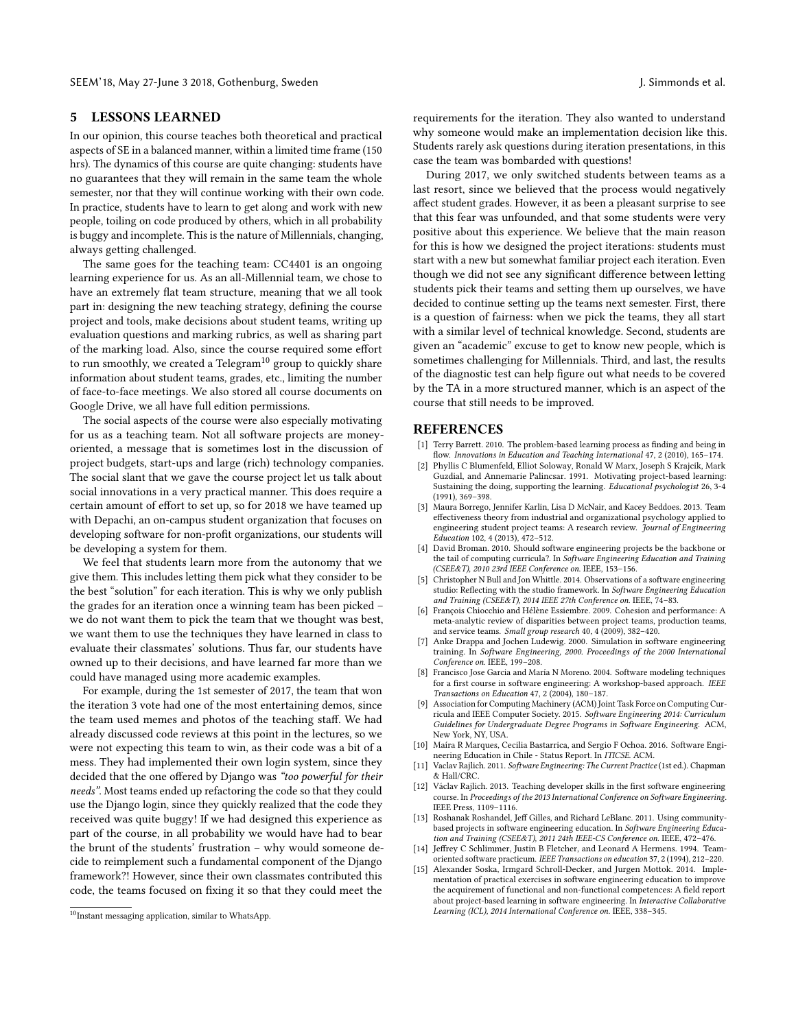## 5 LESSONS LEARNED

In our opinion, this course teaches both theoretical and practical aspects of SE in a balanced manner, within a limited time frame (150 hrs). The dynamics of this course are quite changing: students have no guarantees that they will remain in the same team the whole semester, nor that they will continue working with their own code. In practice, students have to learn to get along and work with new people, toiling on code produced by others, which in all probability is buggy and incomplete. This is the nature of Millennials, changing, always getting challenged.

The same goes for the teaching team: CC4401 is an ongoing learning experience for us. As an all-Millennial team, we chose to have an extremely flat team structure, meaning that we all took part in: designing the new teaching strategy, defining the course project and tools, make decisions about student teams, writing up evaluation questions and marking rubrics, as well as sharing part of the marking load. Also, since the course required some effort to run smoothly, we created a Telegram[10] group to quickly share information about student teams, grades, etc., limiting the number of face-to-face meetings. We also stored all course documents on Google Drive, we all have full edition permissions.

The social aspects of the course were also especially motivating for us as a teaching team. Not all software projects are money-oriented, a message that is sometimes lost in the discussion of project budgets, start-ups and large (rich) technology companies. The social slant that we gave the course project let us talk about social innovations in a very practical manner. This does require a certain amount of effort to set up, so for 2018 we have teamed up with Depachi, an on-campus student organization that focuses on developing software for non-profit organizations, our students will be developing a system for them.

We feel that students learn more from the autonomy that we give them. This includes letting them pick what they consider to be the best "solution" for each iteration. This is why we only publish the grades for an iteration once a winning team has been picked – we do not want them to pick the team that we thought was best, we want them to use the techniques they have learned in class to evaluate their classmates' solutions. Thus far, our students have owned up to their decisions, and have learned far more than we could have managed using more academic examples.

For example, during the 1st semester of 2017, the team that won the iteration 3 vote had one of the most entertaining demos, since the team used memes and photos of the teaching staff. We had already discussed code reviews at this point in the lectures, so we were not expecting this team to win, as their code was a bit of a mess. They had implemented their own login system, since they decided that the one offered by Django was *"too powerful for their needs"*. Most teams ended up refactoring the code so that they could use the Django login, since they quickly realized that the code they received was quite buggy! If we had designed this experience as part of the course, in all probability we would have had to bear the brunt of the students' frustration – why would someone decide to reimplement such a fundamental component of the Django framework?! However, since their own classmates contributed this code, the teams focused on fixing it so that they could meet the requirements for the iteration. They also wanted to understand why someone would make an implementation decision like this. Students rarely ask questions during iteration presentations, in this case the team was bombarded with questions!

During 2017, we only switched students between teams as a last resort, since we believed that the process would negatively affect student grades. However, it as been a pleasant surprise to see that this fear was unfounded, and that some students were very positive about this experience. We believe that the main reason for this is how we designed the project iterations: students must start with a new but somewhat familiar project each iteration. Even though we did not see any significant difference between letting students pick their teams and setting them up ourselves, we have decided to continue setting up the teams next semester. First, there is a question of fairness: when we pick the teams, they all start with a similar level of technical knowledge. Second, students are given an "academic" excuse to get to know new people, which is sometimes challenging for Millennials. Third, and last, the results of the diagnostic test can help figure out what needs to be covered by the TA in a more structured manner, which is an aspect of the course that still needs to be improved.

[10] Instant messaging application, similar to WhatsApp.

## REFERENCES

[1] Terry Barrett. 2010. The problem-based learning process as finding and being in flow. *Innovations in Education and Teaching International* 47, 2 (2010), 165–174.

[2] Phyllis C Blumenfeld, Elliot Soloway, Ronald W Marx, Joseph S Krajcik, Mark Guzdial, and Annemarie Palincsar. 1991. Motivating project-based learning: Sustaining the doing, supporting the learning. *Educational psychologist* 26, 3-4 (1991), 369–398.

[3] Maura Borrego, Jennifer Karlin, Lisa D McNair, and Kacey Beddoes. 2013. Team effectiveness theory from industrial and organizational psychology applied to engineering student project teams: A research review. *Journal of Engineering Education* 102, 4 (2013), 472–512.

[4] David Broman. 2010. Should software engineering projects be the backbone or the tail of computing curricula?. In *Software Engineering Education and Training (CSEE&T), 2010 23rd IEEE Conference on*. IEEE, 153–156.

[5] Christopher N Bull and Jon Whittle. 2014. Observations of a software engineering studio: Reflecting with the studio framework. In *Software Engineering Education and Training (CSEE&T), 2014 IEEE 27th Conference on*. IEEE, 74–83.

[6] François Chiocchio and Hélène Essiembre. 2009. Cohesion and performance: A meta-analytic review of disparities between project teams, production teams, and service teams. *Small group research* 40, 4 (2009), 382–420.

[7] Anke Drappa and Jochen Ludewig. 2000. Simulation in software engineering training. In *Software Engineering, 2000. Proceedings of the 2000 International Conference on*. IEEE, 199–208.

[8] Francisco Jose Garcia and María N Moreno. 2004. Software modeling techniques for a first course in software engineering: A workshop-based approach. *IEEE Transactions on Education* 47, 2 (2004), 180–187.

[9] Association for Computing Machinery (ACM) Joint Task Force on Computing Curricula and IEEE Computer Society. 2015. *Software Engineering 2014: Curriculum Guidelines for Undergraduate Degree Programs in Software Engineering*. ACM, New York, NY, USA.

[10] Maíra R Marques, Cecilia Bastarrica, and Sergio F Ochoa. 2016. Software Engineering Education in Chile - Status Report. In *ITICSE*. ACM.

[11] Vaclav Rajlich. 2011. *Software Engineering: The Current Practice* (1st ed.). Chapman & Hall/CRC.

[12] Václav Rajlich. 2013. Teaching developer skills in the first software engineering course. In *Proceedings of the 2013 International Conference on Software Engineering*. IEEE Press, 1109–1116.

[13] Roshanak Roshandel, Jeff Gilles, and Richard LeBlanc. 2011. Using community-based projects in software engineering education. In *Software Engineering Education and Training (CSEE&T), 2011 24th IEEE-CS Conference on*. IEEE, 472–476.

[14] Jeffrey C Schlimmer, Justin B Fletcher, and Leonard A Hermens. 1994. Team-oriented software practicum. *IEEE Transactions on education* 37, 2 (1994), 212–220.

[15] Alexander Soska, Irmgard Schroll-Decker, and Jurgen Mottok. 2014. Implementation of practical exercises in software engineering education to improve the acquirement of functional and non-functional competences: A field report about project-based learning in software engineering. In *Interactive Collaborative Learning (ICL), 2014 International Conference on*. IEEE, 338–345.